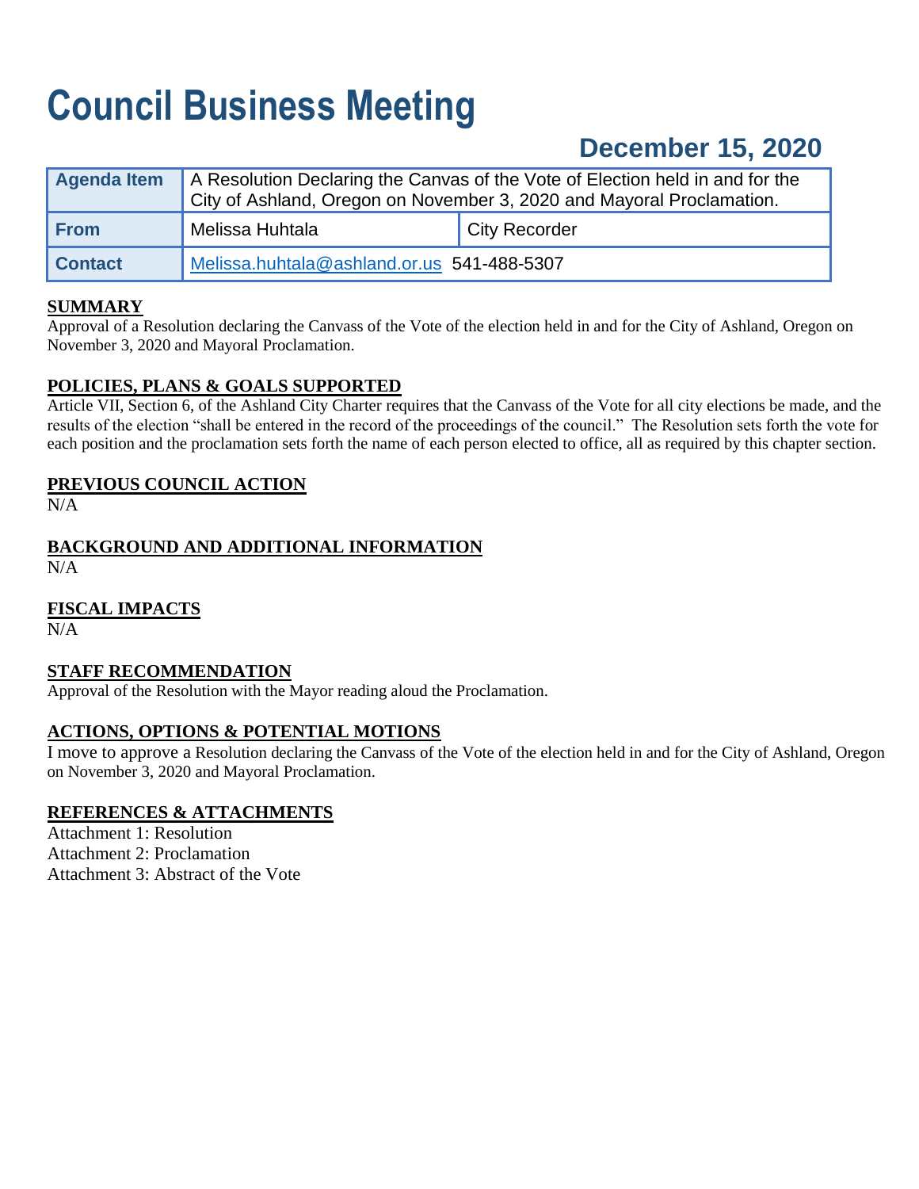# Council Business Meeting

## December 15, 2020

| Agenda Item | A Resolution Declaring the Canvas of the Vote of Election held in and for the City of Ashland, Oregon on November 3, 2020 and Mayoral Proclamation. | |
|---|---|---|
| From | Melissa Huhtala | City Recorder |
| Contact | Melissa.huhtala@ashland.or.us 541-488-5307 | |

### SUMMARY

Approval of a Resolution declaring the Canvass of the Vote of the election held in and for the City of Ashland, Oregon on November 3, 2020 and Mayoral Proclamation.

### POLICIES, PLANS & GOALS SUPPORTED

Article VII, Section 6, of the Ashland City Charter requires that the Canvass of the Vote for all city elections be made, and the results of the election "shall be entered in the record of the proceedings of the council." The Resolution sets forth the vote for each position and the proclamation sets forth the name of each person elected to office, all as required by this chapter section.

### PREVIOUS COUNCIL ACTION

N/A

### BACKGROUND AND ADDITIONAL INFORMATION

N/A

### FISCAL IMPACTS

N/A

### STAFF RECOMMENDATION

Approval of the Resolution with the Mayor reading aloud the Proclamation.

### ACTIONS, OPTIONS & POTENTIAL MOTIONS

I move to approve a Resolution declaring the Canvass of the Vote of the election held in and for the City of Ashland, Oregon on November 3, 2020 and Mayoral Proclamation.

### REFERENCES & ATTACHMENTS

Attachment 1: Resolution
Attachment 2: Proclamation
Attachment 3: Abstract of the Vote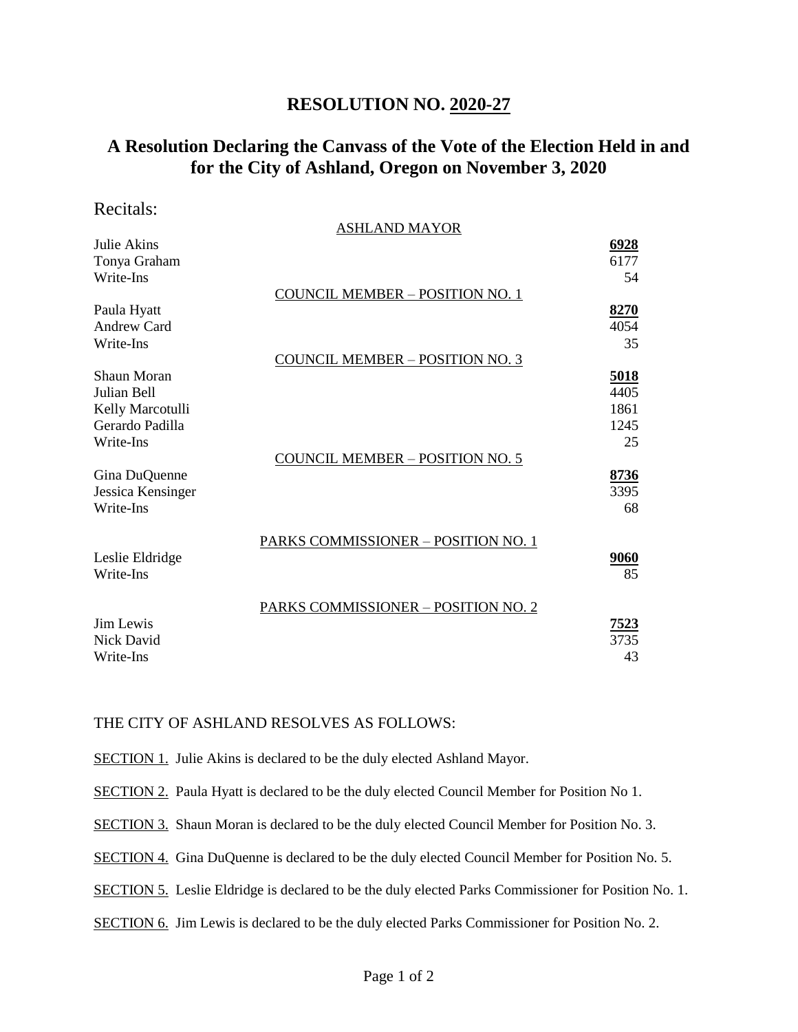# RESOLUTION NO. 2020-27

## A Resolution Declaring the Canvass of the Vote of the Election Held in and for the City of Ashland, Oregon on November 3, 2020

Recitals:

| | ASHLAND MAYOR | |
|---|---|---|
| Julie Akins | | **6928** |
| Tonya Graham | | 6177 |
| Write-Ins | | 54 |
| | COUNCIL MEMBER – POSITION NO. 1 | |
| Paula Hyatt | | **8270** |
| Andrew Card | | 4054 |
| Write-Ins | | 35 |
| | COUNCIL MEMBER – POSITION NO. 3 | |
| Shaun Moran | | **5018** |
| Julian Bell | | 4405 |
| Kelly Marcotulli | | 1861 |
| Gerardo Padilla | | 1245 |
| Write-Ins | | 25 |
| | COUNCIL MEMBER – POSITION NO. 5 | |
| Gina DuQuenne | | **8736** |
| Jessica Kensinger | | 3395 |
| Write-Ins | | 68 |
| | PARKS COMMISSIONER – POSITION NO. 1 | |
| Leslie Eldridge | | **9060** |
| Write-Ins | | 85 |
| | PARKS COMMISSIONER – POSITION NO. 2 | |
| Jim Lewis | | **7523** |
| Nick David | | 3735 |
| Write-Ins | | 43 |

THE CITY OF ASHLAND RESOLVES AS FOLLOWS:

SECTION 1. Julie Akins is declared to be the duly elected Ashland Mayor.

SECTION 2. Paula Hyatt is declared to be the duly elected Council Member for Position No 1.

SECTION 3. Shaun Moran is declared to be the duly elected Council Member for Position No. 3.

SECTION 4. Gina DuQuenne is declared to be the duly elected Council Member for Position No. 5.

SECTION 5. Leslie Eldridge is declared to be the duly elected Parks Commissioner for Position No. 1.

SECTION 6. Jim Lewis is declared to be the duly elected Parks Commissioner for Position No. 2.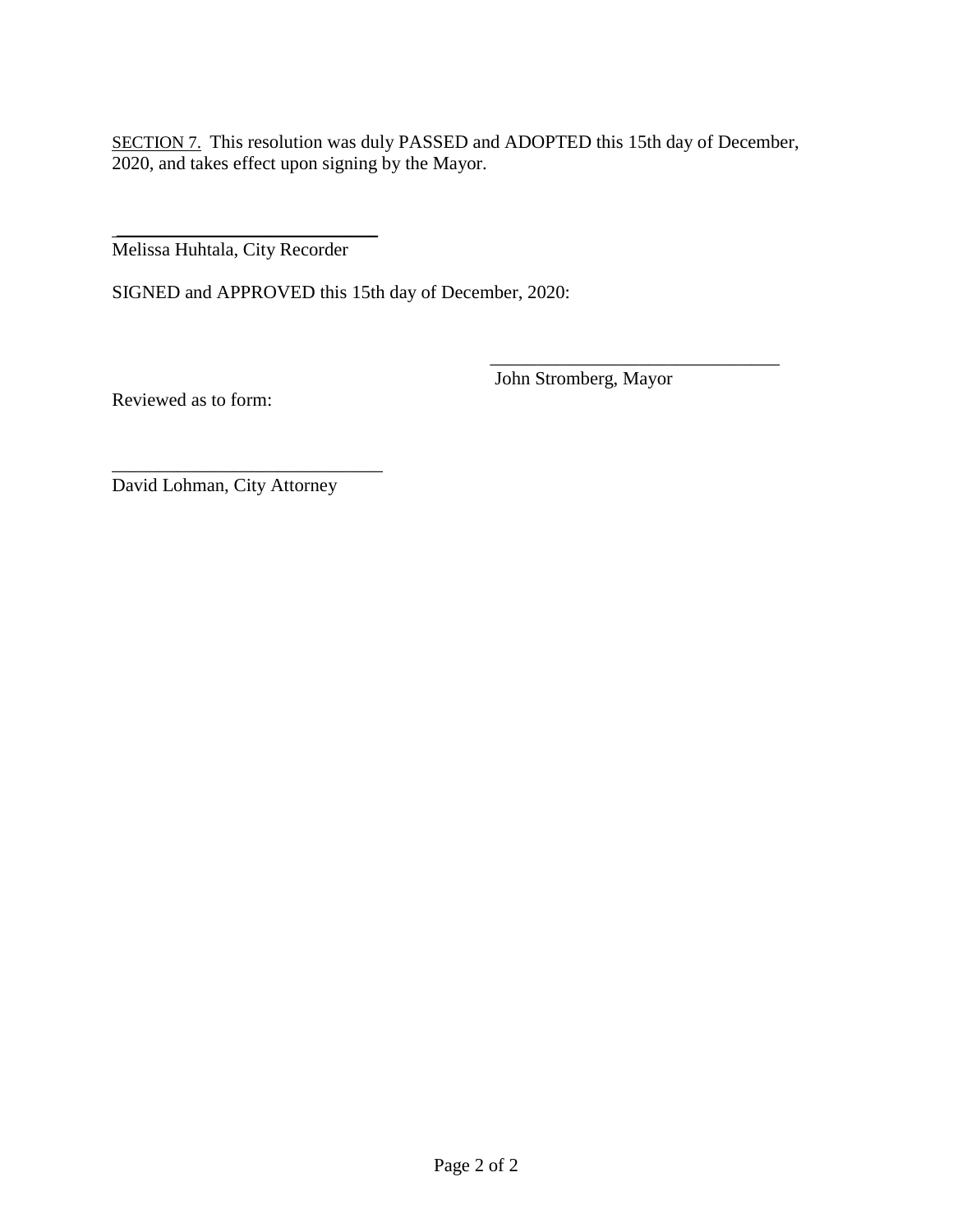<u>SECTION 7.</u> This resolution was duly PASSED and ADOPTED this 15th day of December, 2020, and takes effect upon signing by the Mayor.

\_\_\_\_\_\_\_\_\_\_\_\_\_\_\_\_\_\_\_\_\_\_\_\_\_\_\_\_\_\_
Melissa Huhtala, City Recorder

SIGNED and APPROVED this 15th day of December, 2020:

\_\_\_\_\_\_\_\_\_\_\_\_\_\_\_\_\_\_\_\_\_\_\_\_\_\_\_\_\_\_
John Stromberg, Mayor

Reviewed as to form:

\_\_\_\_\_\_\_\_\_\_\_\_\_\_\_\_\_\_\_\_\_\_\_\_\_\_\_\_\_\_
David Lohman, City Attorney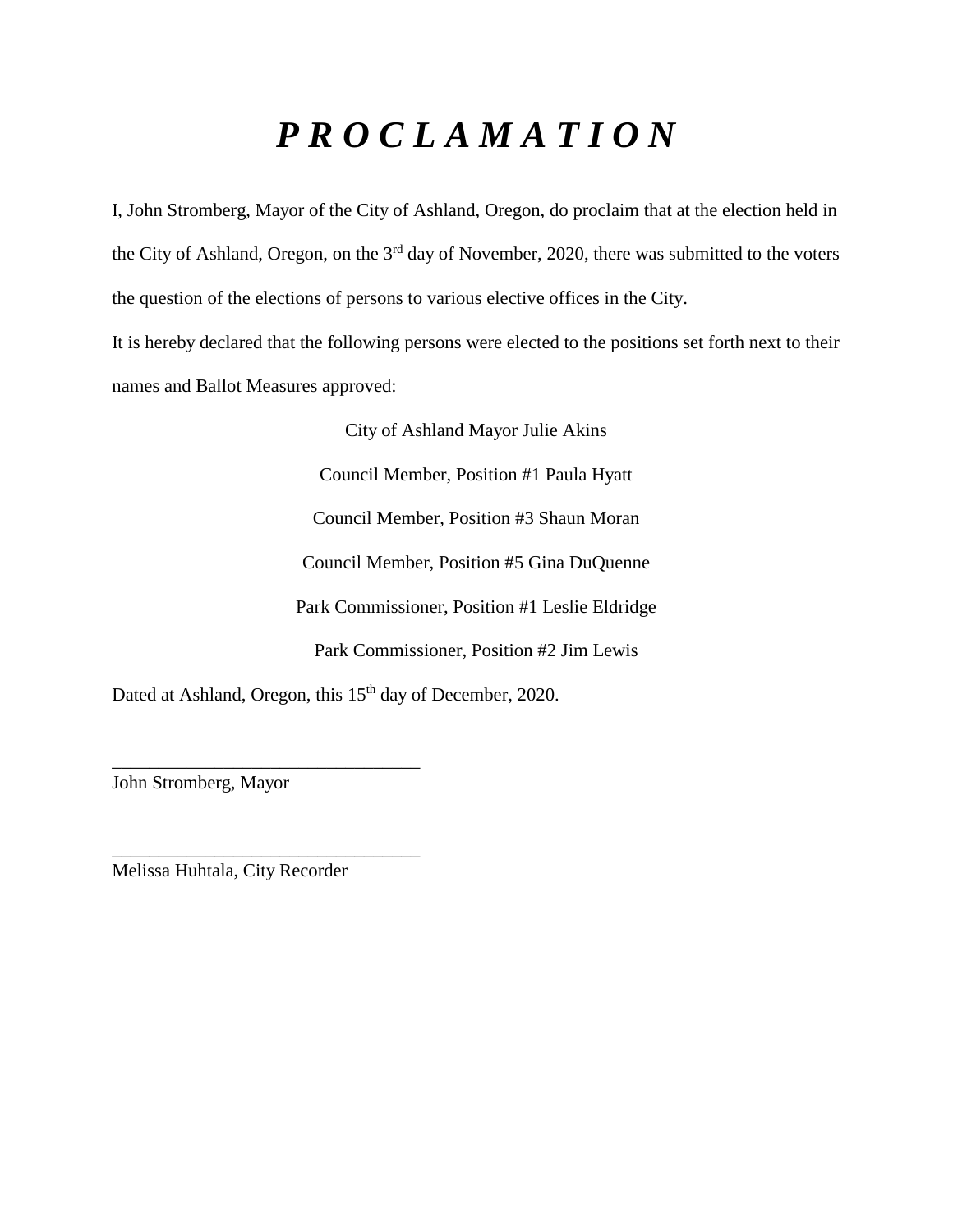# ***P R O C L A M A T I O N***

I, John Stromberg, Mayor of the City of Ashland, Oregon, do proclaim that at the election held in the City of Ashland, Oregon, on the 3rd day of November, 2020, there was submitted to the voters the question of the elections of persons to various elective offices in the City.

It is hereby declared that the following persons were elected to the positions set forth next to their names and Ballot Measures approved:

City of Ashland Mayor Julie Akins

Council Member, Position #1 Paula Hyatt

Council Member, Position #3 Shaun Moran

Council Member, Position #5 Gina DuQuenne

Park Commissioner, Position #1 Leslie Eldridge

Park Commissioner, Position #2 Jim Lewis

Dated at Ashland, Oregon, this 15th day of December, 2020.

_________________________________
John Stromberg, Mayor

_________________________________
Melissa Huhtala, City Recorder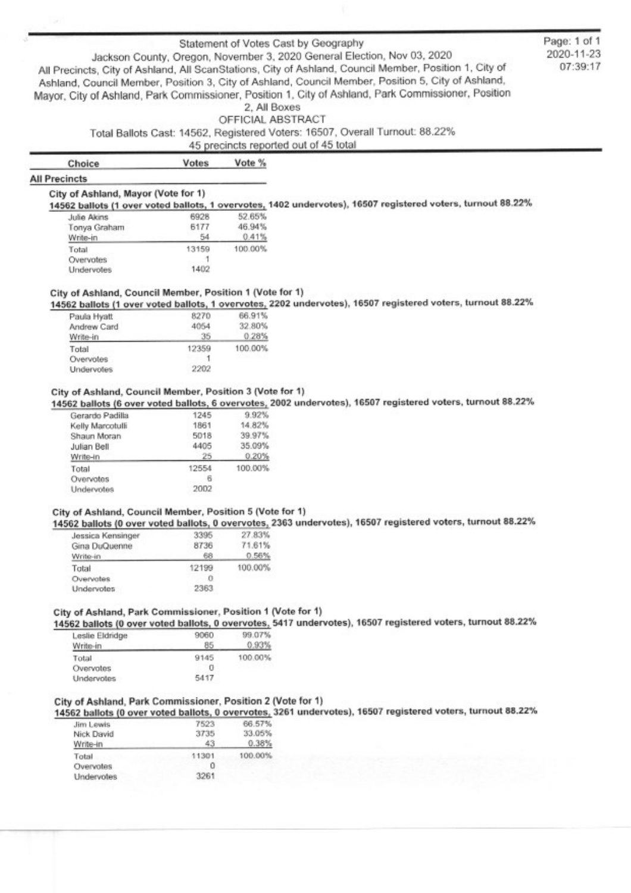Statement of Votes Cast by Geography

Jackson County, Oregon, November 3, 2020 General Election, Nov 03, 2020

All Precincts, City of Ashland, All ScanStations, City of Ashland, Council Member, Position 1, City of Ashland, Council Member, Position 3, City of Ashland, Council Member, Position 5, City of Ashland, Mayor, City of Ashland, Park Commissioner, Position 1, City of Ashland, Park Commissioner, Position 2, All Boxes

OFFICIAL ABSTRACT

Total Ballots Cast: 14562, Registered Voters: 16507, Overall Turnout: 88.22%

45 precincts reported out of 45 total

Page: 1 of 1
2020-11-23
07:39:17

**All Precincts**

### City of Ashland, Mayor (Vote for 1)

**14562 ballots (1 over voted ballots, 1 overvotes, 1402 undervotes), 16507 registered voters, turnout 88.22%**

| Choice | Votes | Vote % |
|---|---|---|
| Julie Akins | 6928 | 52.65% |
| Tonya Graham | 6177 | 46.94% |
| Write-in | 54 | 0.41% |
| Total | 13159 | 100.00% |
| Overvotes | 1 | |
| Undervotes | 1402 | |

### City of Ashland, Council Member, Position 1 (Vote for 1)

**14562 ballots (1 over voted ballots, 1 overvotes, 2202 undervotes), 16507 registered voters, turnout 88.22%**

| Choice | Votes | Vote % |
|---|---|---|
| Paula Hyatt | 8270 | 66.91% |
| Andrew Card | 4054 | 32.80% |
| Write-in | 35 | 0.28% |
| Total | 12359 | 100.00% |
| Overvotes | 1 | |
| Undervotes | 2202 | |

### City of Ashland, Council Member, Position 3 (Vote for 1)

**14562 ballots (6 over voted ballots, 6 overvotes, 2002 undervotes), 16507 registered voters, turnout 88.22%**

| Choice | Votes | Vote % |
|---|---|---|
| Gerardo Padilla | 1245 | 9.92% |
| Kelly Marcotulli | 1861 | 14.82% |
| Shaun Moran | 5018 | 39.97% |
| Julian Bell | 4405 | 35.09% |
| Write-in | 25 | 0.20% |
| Total | 12554 | 100.00% |
| Overvotes | 6 | |
| Undervotes | 2002 | |

### City of Ashland, Council Member, Position 5 (Vote for 1)

**14562 ballots (0 over voted ballots, 0 overvotes, 2363 undervotes), 16507 registered voters, turnout 88.22%**

| Choice | Votes | Vote % |
|---|---|---|
| Jessica Kensinger | 3395 | 27.83% |
| Gina DuQuenne | 8736 | 71.61% |
| Write-in | 68 | 0.56% |
| Total | 12199 | 100.00% |
| Overvotes | 0 | |
| Undervotes | 2363 | |

### City of Ashland, Park Commissioner, Position 1 (Vote for 1)

**14562 ballots (0 over voted ballots, 0 overvotes, 5417 undervotes), 16507 registered voters, turnout 88.22%**

| Choice | Votes | Vote % |
|---|---|---|
| Leslie Eldridge | 9060 | 99.07% |
| Write-in | 85 | 0.93% |
| Total | 9145 | 100.00% |
| Overvotes | 0 | |
| Undervotes | 5417 | |

### City of Ashland, Park Commissioner, Position 2 (Vote for 1)

**14562 ballots (0 over voted ballots, 0 overvotes, 3261 undervotes), 16507 registered voters, turnout 88.22%**

| Choice | Votes | Vote % |
|---|---|---|
| Jim Lewis | 7523 | 66.57% |
| Nick David | 3735 | 33.05% |
| Write-in | 43 | 0.38% |
| Total | 11301 | 100.00% |
| Overvotes | 0 | |
| Undervotes | 3261 | |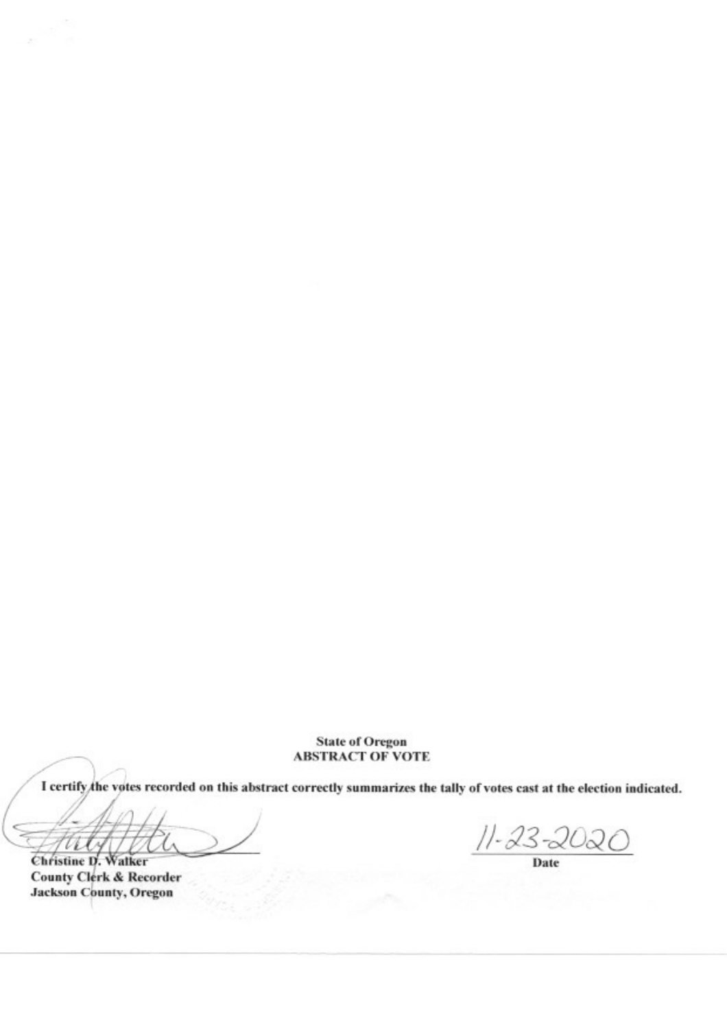**State of Oregon**
**ABSTRACT OF VOTE**

**I certify the votes recorded on this abstract correctly summarizes the tally of votes cast at the election indicated.**

**Christine D. Walker**
**County Clerk & Recorder**
**Jackson County, Oregon**

11-23-2020
**Date**